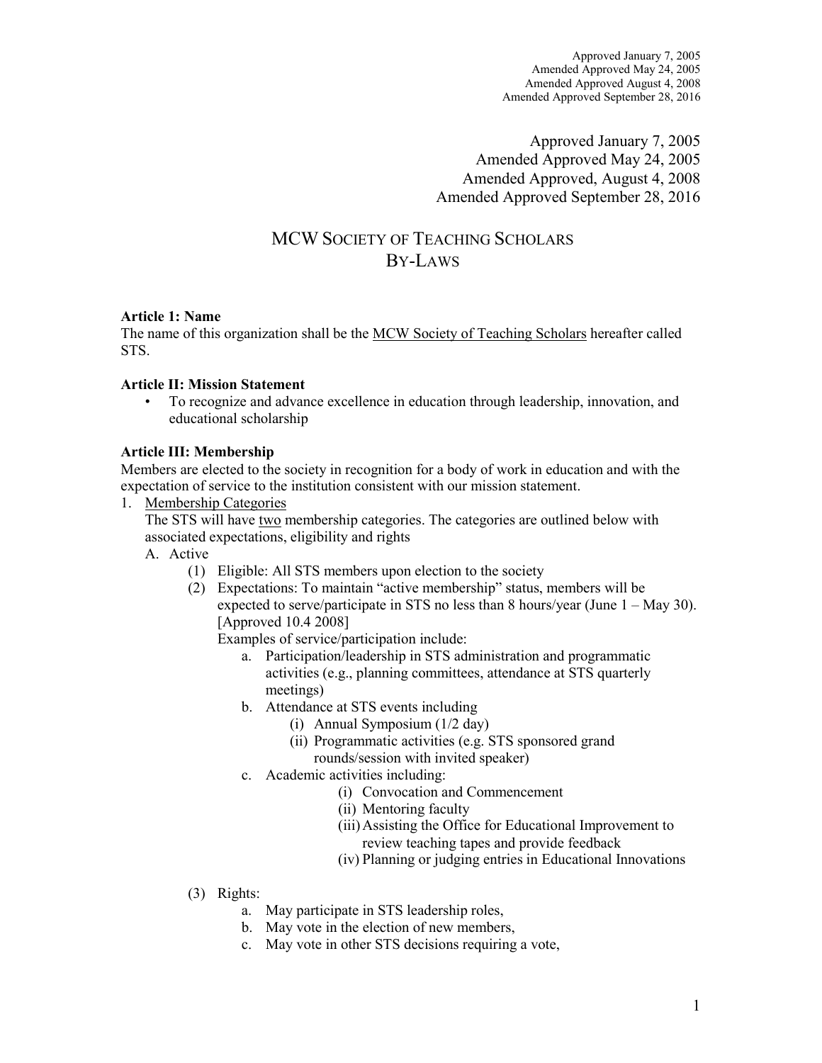Approved January 7, 2005
Amended Approved May 24, 2005
Amended Approved August 4, 2008
Amended Approved September 28, 2016

Approved January 7, 2005
Amended Approved May 24, 2005
Amended Approved, August 4, 2008
Amended Approved September 28, 2016

# MCW SOCIETY OF TEACHING SCHOLARS
# BY-LAWS

**Article 1: Name**

The name of this organization shall be the MCW Society of Teaching Scholars hereafter called STS.

**Article II: Mission Statement**

- To recognize and advance excellence in education through leadership, innovation, and educational scholarship

**Article III: Membership**

Members are elected to the society in recognition for a body of work in education and with the expectation of service to the institution consistent with our mission statement.

1. Membership Categories
   The STS will have two membership categories. The categories are outlined below with associated expectations, eligibility and rights
   A. Active
      (1) Eligible: All STS members upon election to the society
      (2) Expectations: To maintain "active membership" status, members will be expected to serve/participate in STS no less than 8 hours/year (June 1 – May 30). [Approved 10.4 2008]
      Examples of service/participation include:
         a. Participation/leadership in STS administration and programmatic activities (e.g., planning committees, attendance at STS quarterly meetings)
         b. Attendance at STS events including
            (i) Annual Symposium (1/2 day)
            (ii) Programmatic activities (e.g. STS sponsored grand rounds/session with invited speaker)
         c. Academic activities including:
            (i) Convocation and Commencement
            (ii) Mentoring faculty
            (iii) Assisting the Office for Educational Improvement to review teaching tapes and provide feedback
            (iv) Planning or judging entries in Educational Innovations

      (3) Rights:
         a. May participate in STS leadership roles,
         b. May vote in the election of new members,
         c. May vote in other STS decisions requiring a vote,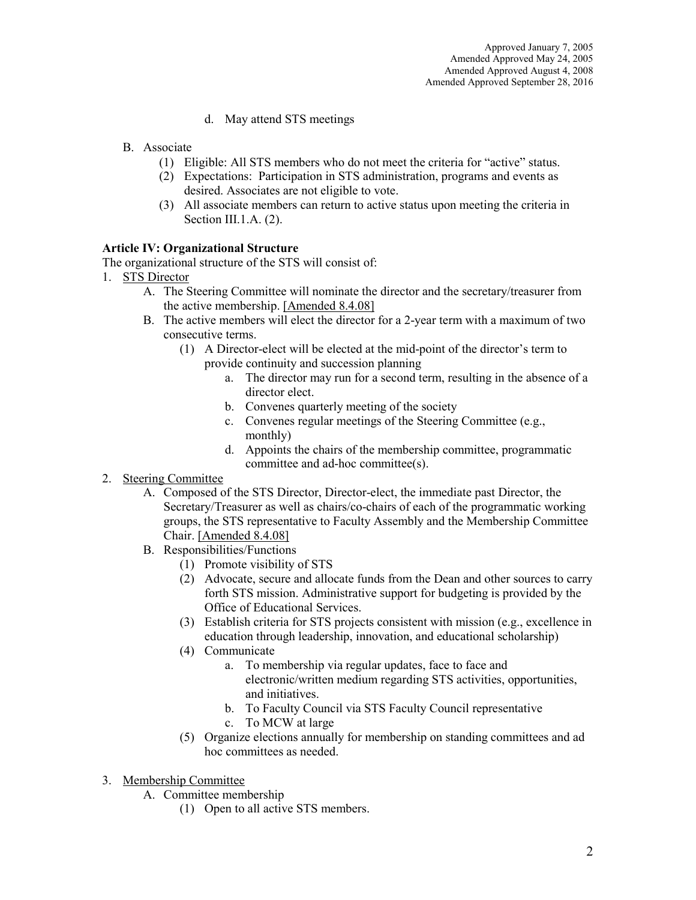Approved January 7, 2005
Amended Approved May 24, 2005
Amended Approved August 4, 2008
Amended Approved September 28, 2016

d. May attend STS meetings

B. Associate
   (1) Eligible: All STS members who do not meet the criteria for "active" status.
   (2) Expectations: Participation in STS administration, programs and events as desired. Associates are not eligible to vote.
   (3) All associate members can return to active status upon meeting the criteria in Section III.1.A. (2).

**Article IV: Organizational Structure**

The organizational structure of the STS will consist of:

1. <u>STS Director</u>
   A. The Steering Committee will nominate the director and the secretary/treasurer from the active membership. <u>[Amended 8.4.08]</u>
   B. The active members will elect the director for a 2-year term with a maximum of two consecutive terms.
      (1) A Director-elect will be elected at the mid-point of the director's term to provide continuity and succession planning
         a. The director may run for a second term, resulting in the absence of a director elect.
         b. Convenes quarterly meeting of the society
         c. Convenes regular meetings of the Steering Committee (e.g., monthly)
         d. Appoints the chairs of the membership committee, programmatic committee and ad-hoc committee(s).
2. <u>Steering Committee</u>
   A. Composed of the STS Director, Director-elect, the immediate past Director, the Secretary/Treasurer as well as chairs/co-chairs of each of the programmatic working groups, the STS representative to Faculty Assembly and the Membership Committee Chair. <u>[Amended 8.4.08]</u>
   B. Responsibilities/Functions
      (1) Promote visibility of STS
      (2) Advocate, secure and allocate funds from the Dean and other sources to carry forth STS mission. Administrative support for budgeting is provided by the Office of Educational Services.
      (3) Establish criteria for STS projects consistent with mission (e.g., excellence in education through leadership, innovation, and educational scholarship)
      (4) Communicate
         a. To membership via regular updates, face to face and electronic/written medium regarding STS activities, opportunities, and initiatives.
         b. To Faculty Council via STS Faculty Council representative
         c. To MCW at large
      (5) Organize elections annually for membership on standing committees and ad hoc committees as needed.
3. <u>Membership Committee</u>
   A. Committee membership
      (1) Open to all active STS members.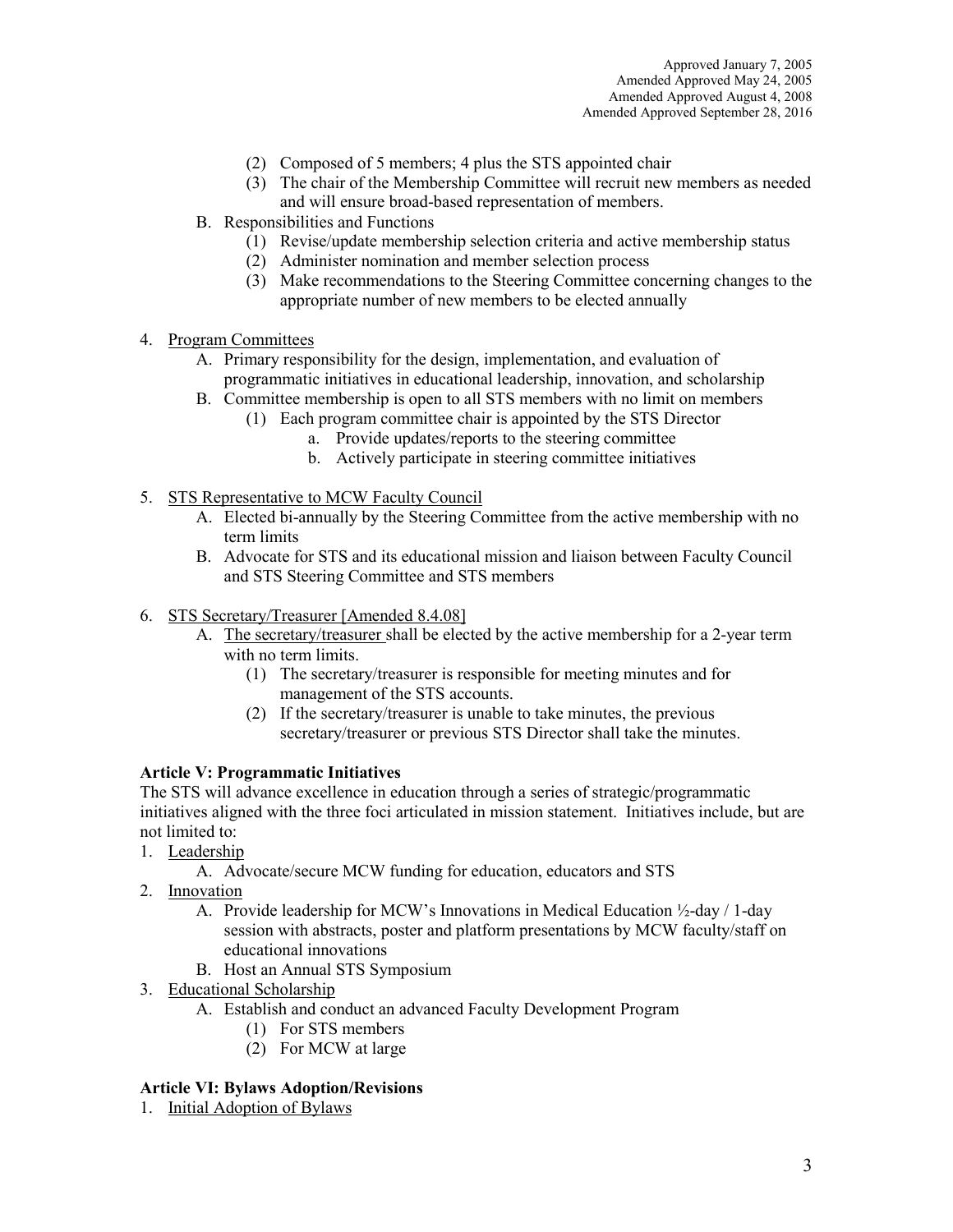Approved January 7, 2005
Amended Approved May 24, 2005
Amended Approved August 4, 2008
Amended Approved September 28, 2016

(2) Composed of 5 members; 4 plus the STS appointed chair
(3) The chair of the Membership Committee will recruit new members as needed and will ensure broad-based representation of members.

B. Responsibilities and Functions
(1) Revise/update membership selection criteria and active membership status
(2) Administer nomination and member selection process
(3) Make recommendations to the Steering Committee concerning changes to the appropriate number of new members to be elected annually

4. Program Committees
A. Primary responsibility for the design, implementation, and evaluation of programmatic initiatives in educational leadership, innovation, and scholarship
B. Committee membership is open to all STS members with no limit on members
(1) Each program committee chair is appointed by the STS Director
a. Provide updates/reports to the steering committee
b. Actively participate in steering committee initiatives

5. STS Representative to MCW Faculty Council
A. Elected bi-annually by the Steering Committee from the active membership with no term limits
B. Advocate for STS and its educational mission and liaison between Faculty Council and STS Steering Committee and STS members

6. STS Secretary/Treasurer [Amended 8.4.08]
A. The secretary/treasurer shall be elected by the active membership for a 2-year term with no term limits.
(1) The secretary/treasurer is responsible for meeting minutes and for management of the STS accounts.
(2) If the secretary/treasurer is unable to take minutes, the previous secretary/treasurer or previous STS Director shall take the minutes.

**Article V: Programmatic Initiatives**

The STS will advance excellence in education through a series of strategic/programmatic initiatives aligned with the three foci articulated in mission statement. Initiatives include, but are not limited to:

1. Leadership
A. Advocate/secure MCW funding for education, educators and STS
2. Innovation
A. Provide leadership for MCW's Innovations in Medical Education ½-day / 1-day session with abstracts, poster and platform presentations by MCW faculty/staff on educational innovations
B. Host an Annual STS Symposium
3. Educational Scholarship
A. Establish and conduct an advanced Faculty Development Program
(1) For STS members
(2) For MCW at large

**Article VI: Bylaws Adoption/Revisions**

1. Initial Adoption of Bylaws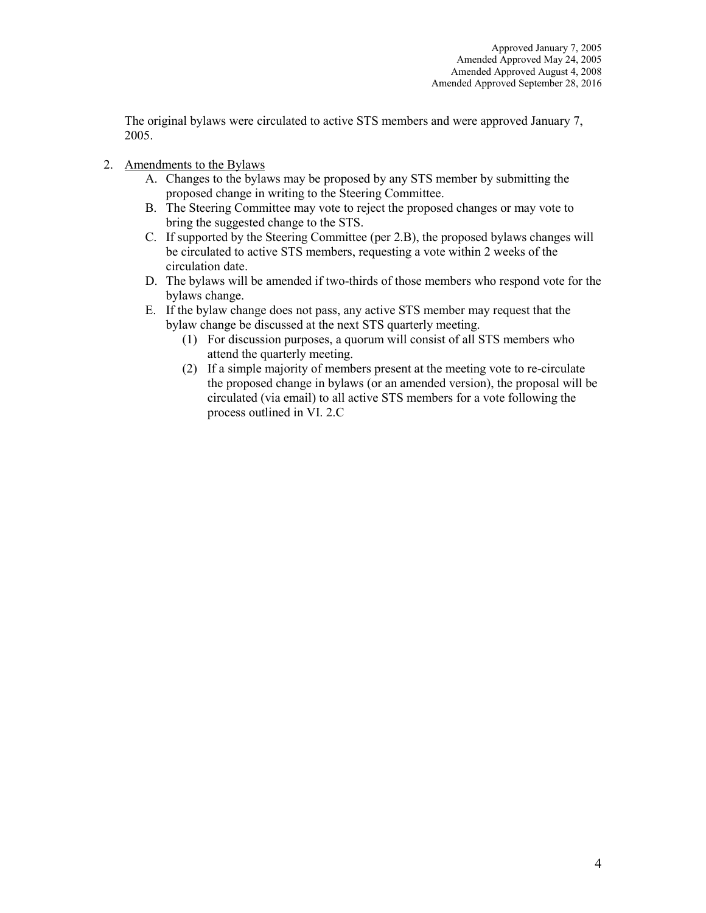The original bylaws were circulated to active STS members and were approved January 7, 2005.

2. <u>Amendments to the Bylaws</u>
    A. Changes to the bylaws may be proposed by any STS member by submitting the proposed change in writing to the Steering Committee.
    B. The Steering Committee may vote to reject the proposed changes or may vote to bring the suggested change to the STS.
    C. If supported by the Steering Committee (per 2.B), the proposed bylaws changes will be circulated to active STS members, requesting a vote within 2 weeks of the circulation date.
    D. The bylaws will be amended if two-thirds of those members who respond vote for the bylaws change.
    E. If the bylaw change does not pass, any active STS member may request that the bylaw change be discussed at the next STS quarterly meeting.
        (1) For discussion purposes, a quorum will consist of all STS members who attend the quarterly meeting.
        (2) If a simple majority of members present at the meeting vote to re-circulate the proposed change in bylaws (or an amended version), the proposal will be circulated (via email) to all active STS members for a vote following the process outlined in VI. 2.C